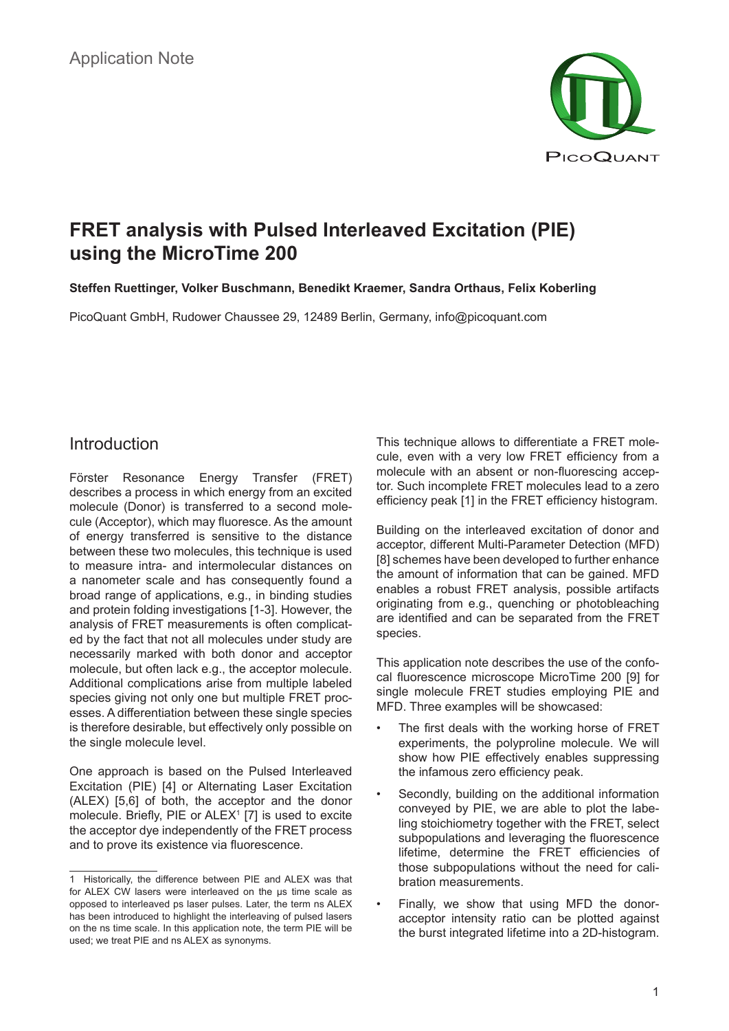Application Note

# FRET analysis with Pulsed Interleaved Excitation (PIE) using the MicroTime 200

**Steffen Ruettinger, Volker Buschmann, Benedikt Kraemer, Sandra Orthaus, Felix Koberling**

PicoQuant GmbH, Rudower Chaussee 29, 12489 Berlin, Germany, info@picoquant.com

## Introduction

Förster Resonance Energy Transfer (FRET) describes a process in which energy from an excited molecule (Donor) is transferred to a second molecule (Acceptor), which may fluoresce. As the amount of energy transferred is sensitive to the distance between these two molecules, this technique is used to measure intra- and intermolecular distances on a nanometer scale and has consequently found a broad range of applications, e.g., in binding studies and protein folding investigations [1-3]. However, the analysis of FRET measurements is often complicated by the fact that not all molecules under study are necessarily marked with both donor and acceptor molecule, but often lack e.g., the acceptor molecule. Additional complications arise from multiple labeled species giving not only one but multiple FRET processes. A differentiation between these single species is therefore desirable, but effectively only possible on the single molecule level.

One approach is based on the Pulsed Interleaved Excitation (PIE) [4] or Alternating Laser Excitation (ALEX) [5,6] of both, the acceptor and the donor molecule. Briefly, PIE or ALEX[1] [7] is used to excite the acceptor dye independently of the FRET process and to prove its existence via fluorescence.

This technique allows to differentiate a FRET molecule, even with a very low FRET efficiency from a molecule with an absent or non-fluorescing acceptor. Such incomplete FRET molecules lead to a zero efficiency peak [1] in the FRET efficiency histogram.

Building on the interleaved excitation of donor and acceptor, different Multi-Parameter Detection (MFD) [8] schemes have been developed to further enhance the amount of information that can be gained. MFD enables a robust FRET analysis, possible artifacts originating from e.g., quenching or photobleaching are identified and can be separated from the FRET species.

This application note describes the use of the confocal fluorescence microscope MicroTime 200 [9] for single molecule FRET studies employing PIE and MFD. Three examples will be showcased:

- The first deals with the working horse of FRET experiments, the polyproline molecule. We will show how PIE effectively enables suppressing the infamous zero efficiency peak.
- Secondly, building on the additional information conveyed by PIE, we are able to plot the labeling stoichiometry together with the FRET, select subpopulations and leveraging the fluorescence lifetime, determine the FRET efficiencies of those subpopulations without the need for calibration measurements.
- Finally, we show that using MFD the donor-acceptor intensity ratio can be plotted against the burst integrated lifetime into a 2D-histogram.

[1] Historically, the difference between PIE and ALEX was that for ALEX CW lasers were interleaved on the µs time scale as opposed to interleaved ps laser pulses. Later, the term ns ALEX has been introduced to highlight the interleaving of pulsed lasers on the ns time scale. In this application note, the term PIE will be used; we treat PIE and ns ALEX as synonyms.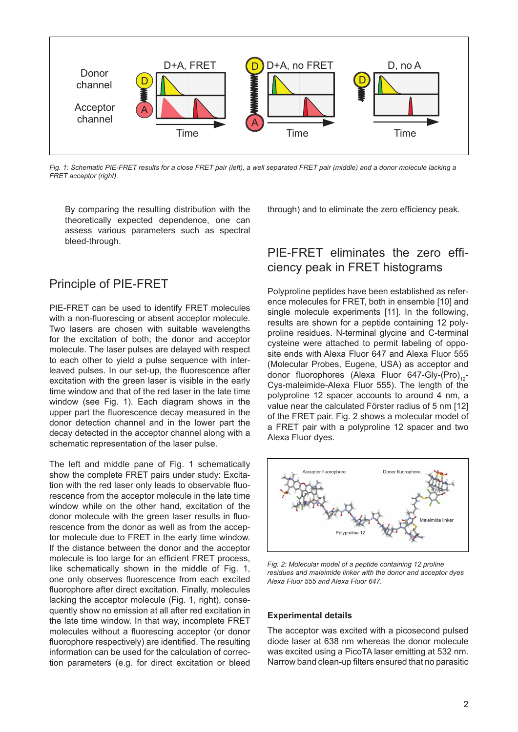*Fig. 1: Schematic PIE-FRET results for a close FRET pair (left), a well separated FRET pair (middle) and a donor molecule lacking a FRET acceptor (right).*

By comparing the resulting distribution with the theoretically expected dependence, one can assess various parameters such as spectral bleed-through.

## Principle of PIE-FRET

PIE-FRET can be used to identify FRET molecules with a non-fluorescing or absent acceptor molecule. Two lasers are chosen with suitable wavelengths for the excitation of both, the donor and acceptor molecule. The laser pulses are delayed with respect to each other to yield a pulse sequence with interleaved pulses. In our set-up, the fluorescence after excitation with the green laser is visible in the early time window and that of the red laser in the late time window (see Fig. 1). Each diagram shows in the upper part the fluorescence decay measured in the donor detection channel and in the lower part the decay detected in the acceptor channel along with a schematic representation of the laser pulse.

The left and middle pane of Fig. 1 schematically show the complete FRET pairs under study: Excitation with the red laser only leads to observable fluorescence from the acceptor molecule in the late time window while on the other hand, excitation of the donor molecule with the green laser results in fluorescence from the donor as well as from the acceptor molecule due to FRET in the early time window. If the distance between the donor and the acceptor molecule is too large for an efficient FRET process, like schematically shown in the middle of Fig. 1, one only observes fluorescence from each excited fluorophore after direct excitation. Finally, molecules lacking the acceptor molecule (Fig. 1, right), consequently show no emission at all after red excitation in the late time window. In that way, incomplete FRET molecules without a fluorescing acceptor (or donor fluorophore respectively) are identified. The resulting information can be used for the calculation of correction parameters (e.g. for direct excitation or bleed through) and to eliminate the zero efficiency peak.

## PIE-FRET eliminates the zero efficiency peak in FRET histograms

Polyproline peptides have been established as reference molecules for FRET, both in ensemble [10] and single molecule experiments [11]. In the following, results are shown for a peptide containing 12 polyproline residues. N-terminal glycine and C-terminal cysteine were attached to permit labeling of opposite ends with Alexa Fluor 647 and Alexa Fluor 555 (Molecular Probes, Eugene, USA) as acceptor and donor fluorophores (Alexa Fluor 647-Gly-$(Pro)_{12}$-Cys-maleimide-Alexa Fluor 555). The length of the polyproline 12 spacer accounts to around 4 nm, a value near the calculated Förster radius of 5 nm [12] of the FRET pair. Fig. 2 shows a molecular model of a FRET pair with a polyproline 12 spacer and two Alexa Fluor dyes.

*Fig. 2: Molecular model of a peptide containing 12 proline residues and maleimide linker with the donor and acceptor dyes Alexa Fluor 555 and Alexa Fluor 647.*

### Experimental details

The acceptor was excited with a picosecond pulsed diode laser at 638 nm whereas the donor molecule was excited using a PicoTA laser emitting at 532 nm. Narrow band clean-up filters ensured that no parasitic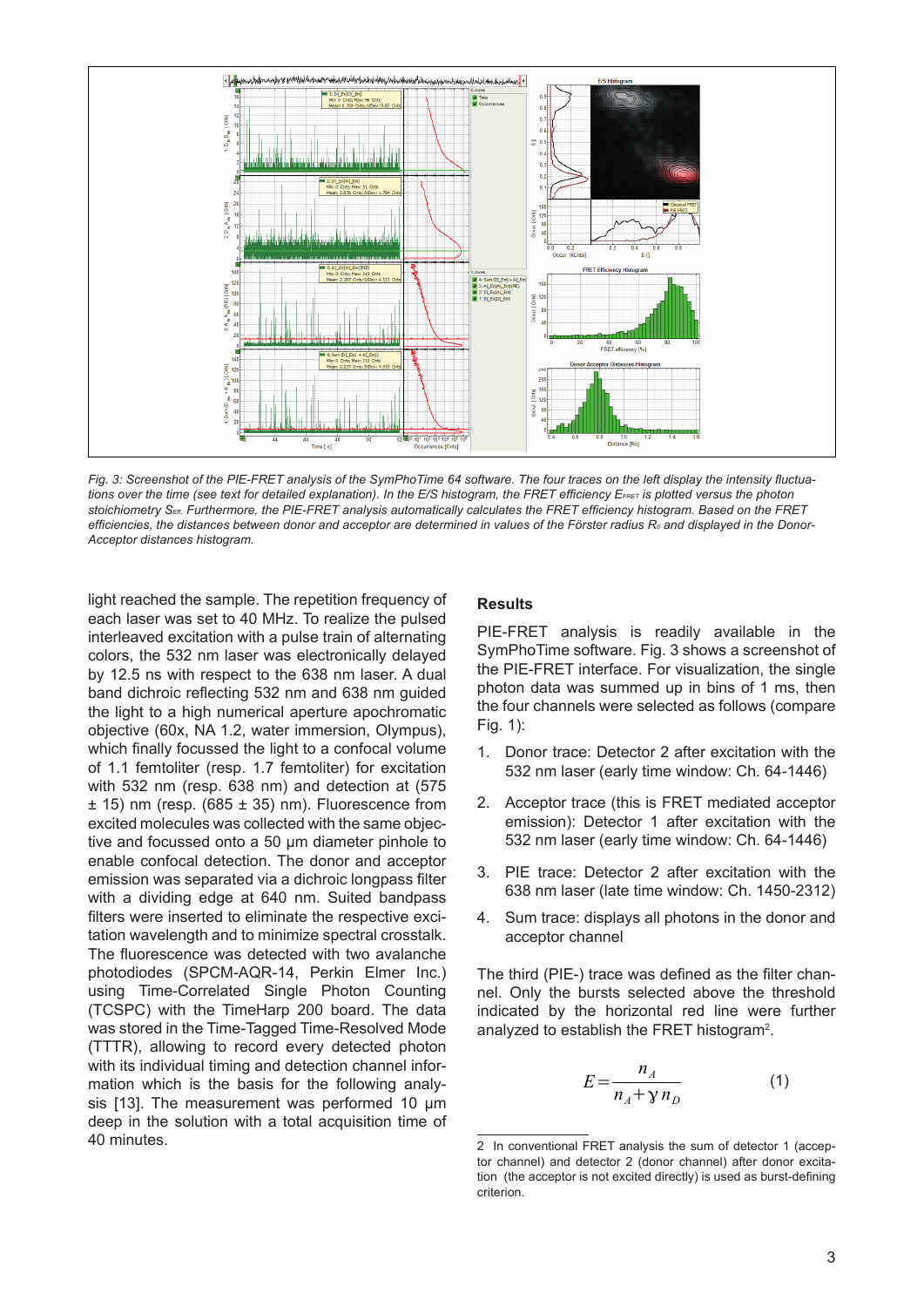*Fig. 3: Screenshot of the PIE-FRET analysis of the SymPhoTime 64 software. The four traces on the left display the intensity fluctuations over the time (see text for detailed explanation). In the E/S histogram, the FRET efficiency $E_{FRET}$ is plotted versus the photon stoichiometry $S_{Eff}$. Furthermore, the PIE-FRET analysis automatically calculates the FRET efficiency histogram. Based on the FRET efficiencies, the distances between donor and acceptor are determined in values of the Förster radius $R_0$ and displayed in the Donor-Acceptor distances histogram.*

light reached the sample. The repetition frequency of each laser was set to 40 MHz. To realize the pulsed interleaved excitation with a pulse train of alternating colors, the 532 nm laser was electronically delayed by 12.5 ns with respect to the 638 nm laser. A dual band dichroic reflecting 532 nm and 638 nm guided the light to a high numerical aperture apochromatic objective (60x, NA 1.2, water immersion, Olympus), which finally focussed the light to a confocal volume of 1.1 femtoliter (resp. 1.7 femtoliter) for excitation with 532 nm (resp. 638 nm) and detection at (575 ± 15) nm (resp. (685 ± 35) nm). Fluorescence from excited molecules was collected with the same objective and focussed onto a 50 µm diameter pinhole to enable confocal detection. The donor and acceptor emission was separated via a dichroic longpass filter with a dividing edge at 640 nm. Suited bandpass filters were inserted to eliminate the respective excitation wavelength and to minimize spectral crosstalk. The fluorescence was detected with two avalanche photodiodes (SPCM-AQR-14, Perkin Elmer Inc.) using Time-Correlated Single Photon Counting (TCSPC) with the TimeHarp 200 board. The data was stored in the Time-Tagged Time-Resolved Mode (TTTR), allowing to record every detected photon with its individual timing and detection channel information which is the basis for the following analysis [13]. The measurement was performed 10 µm deep in the solution with a total acquisition time of 40 minutes.

## Results

PIE-FRET analysis is readily available in the SymPhoTime software. Fig. 3 shows a screenshot of the PIE-FRET interface. For visualization, the single photon data was summed up in bins of 1 ms, then the four channels were selected as follows (compare Fig. 1):

1. Donor trace: Detector 2 after excitation with the 532 nm laser (early time window: Ch. 64-1446)
2. Acceptor trace (this is FRET mediated acceptor emission): Detector 1 after excitation with the 532 nm laser (early time window: Ch. 64-1446)
3. PIE trace: Detector 2 after excitation with the 638 nm laser (late time window: Ch. 1450-2312)
4. Sum trace: displays all photons in the donor and acceptor channel

The third (PIE-) trace was defined as the filter channel. Only the bursts selected above the threshold indicated by the horizontal red line were further analyzed to establish the FRET histogram[2].

$$E = \frac{n_A}{n_A + \gamma n_D} \qquad (1)$$

2 In conventional FRET analysis the sum of detector 1 (acceptor channel) and detector 2 (donor channel) after donor excitation (the acceptor is not excited directly) is used as burst-defining criterion.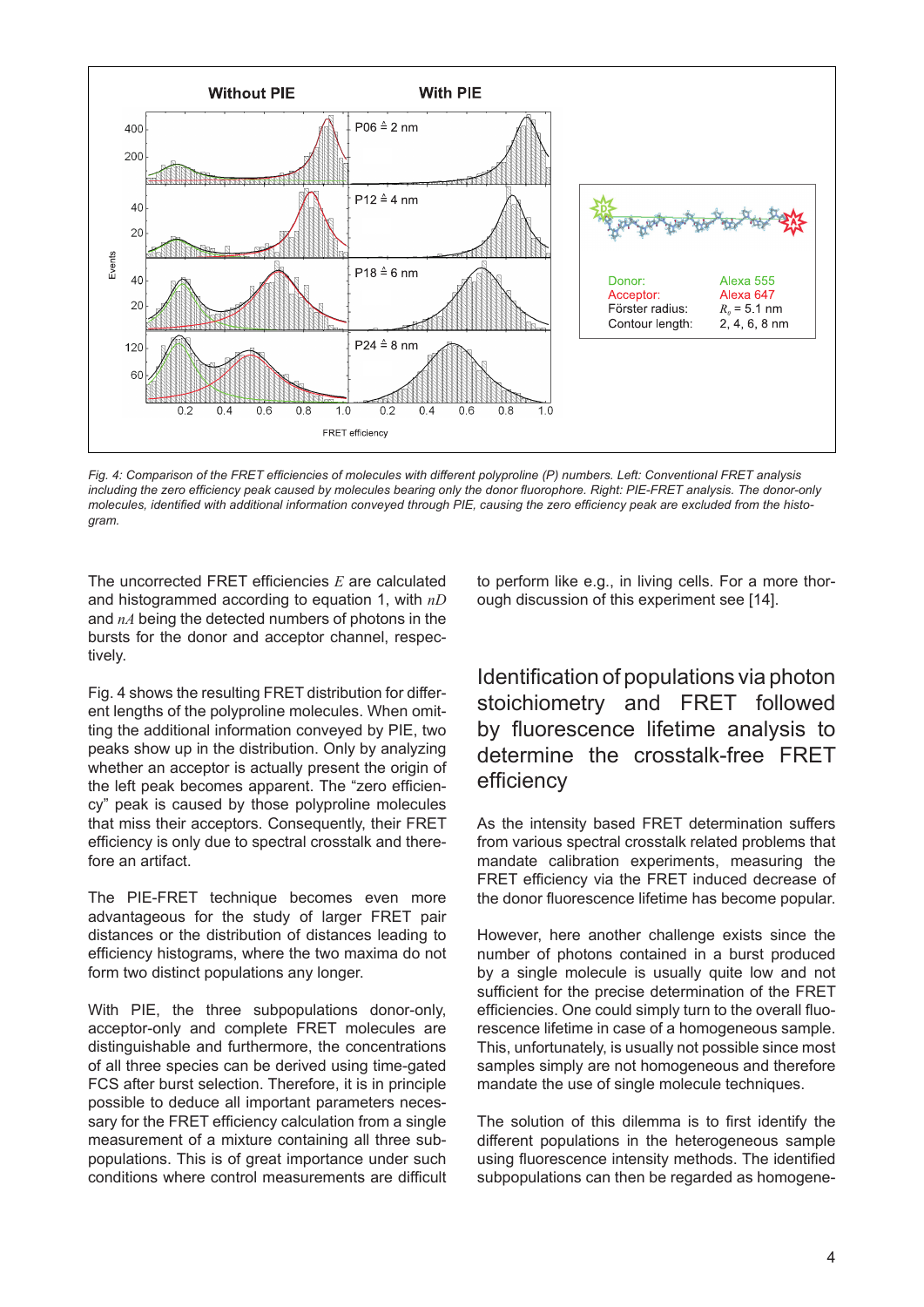*Fig. 4: Comparison of the FRET efficiencies of molecules with different polyproline (P) numbers. Left: Conventional FRET analysis including the zero efficiency peak caused by molecules bearing only the donor fluorophore. Right: PIE-FRET analysis. The donor-only molecules, identified with additional information conveyed through PIE, causing the zero efficiency peak are excluded from the histogram.*

The uncorrected FRET efficiencies $E$ are calculated and histogrammed according to equation 1, with $nD$ and $nA$ being the detected numbers of photons in the bursts for the donor and acceptor channel, respectively.

Fig. 4 shows the resulting FRET distribution for different lengths of the polyproline molecules. When omitting the additional information conveyed by PIE, two peaks show up in the distribution. Only by analyzing whether an acceptor is actually present the origin of the left peak becomes apparent. The "zero efficiency" peak is caused by those polyproline molecules that miss their acceptors. Consequently, their FRET efficiency is only due to spectral crosstalk and therefore an artifact.

The PIE-FRET technique becomes even more advantageous for the study of larger FRET pair distances or the distribution of distances leading to efficiency histograms, where the two maxima do not form two distinct populations any longer.

With PIE, the three subpopulations donor-only, acceptor-only and complete FRET molecules are distinguishable and furthermore, the concentrations of all three species can be derived using time-gated FCS after burst selection. Therefore, it is in principle possible to deduce all important parameters necessary for the FRET efficiency calculation from a single measurement of a mixture containing all three subpopulations. This is of great importance under such conditions where control measurements are difficult to perform like e.g., in living cells. For a more thorough discussion of this experiment see [14].

## Identification of populations via photon stoichiometry and FRET followed by fluorescence lifetime analysis to determine the crosstalk-free FRET efficiency

As the intensity based FRET determination suffers from various spectral crosstalk related problems that mandate calibration experiments, measuring the FRET efficiency via the FRET induced decrease of the donor fluorescence lifetime has become popular.

However, here another challenge exists since the number of photons contained in a burst produced by a single molecule is usually quite low and not sufficient for the precise determination of the FRET efficiencies. One could simply turn to the overall fluorescence lifetime in case of a homogeneous sample. This, unfortunately, is usually not possible since most samples simply are not homogeneous and therefore mandate the use of single molecule techniques.

The solution of this dilemma is to first identify the different populations in the heterogeneous sample using fluorescence intensity methods. The identified subpopulations can then be regarded as homogene-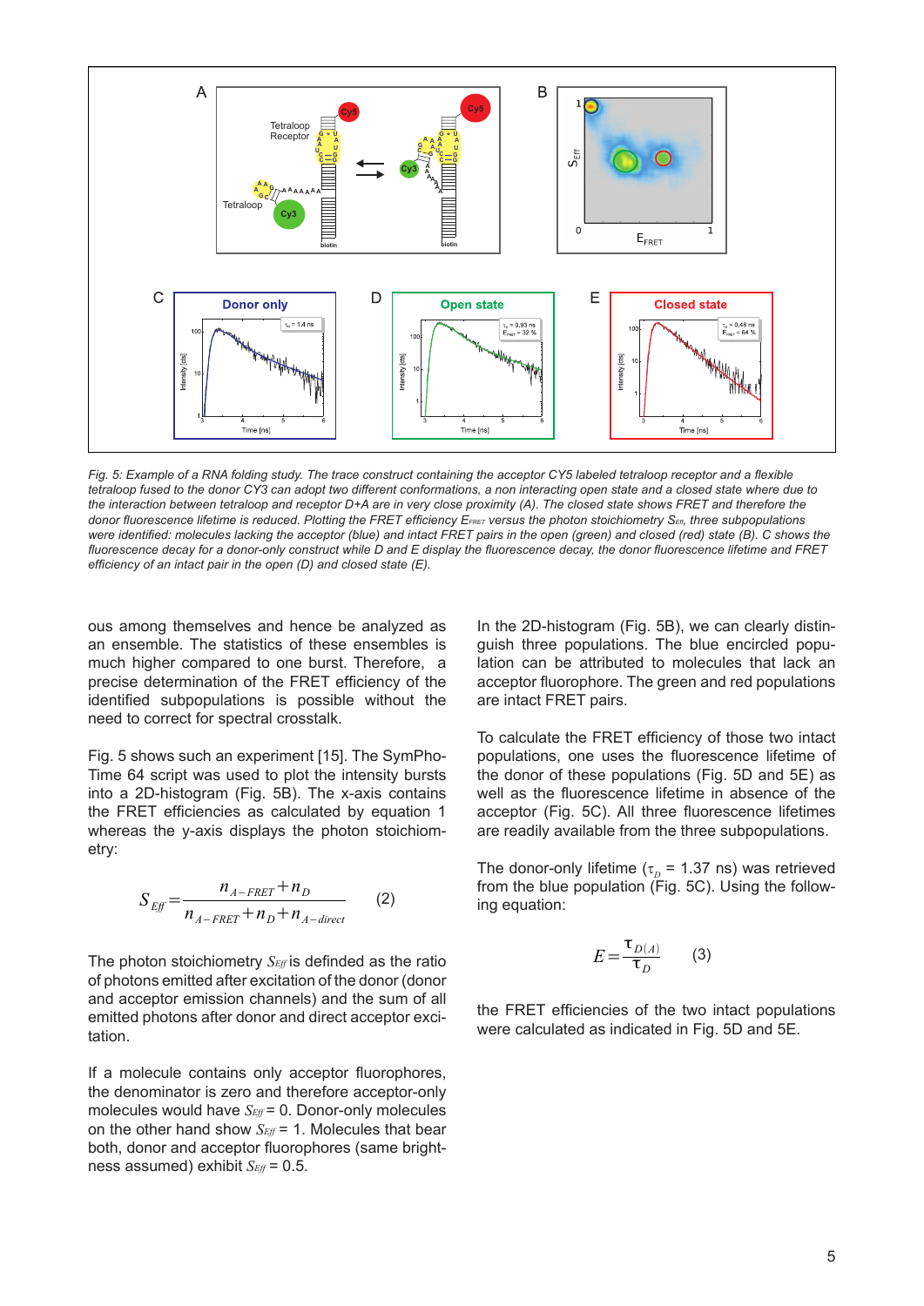*Fig. 5: Example of a RNA folding study. The trace construct containing the acceptor CY5 labeled tetraloop receptor and a flexible tetraloop fused to the donor CY3 can adopt two different conformations, a non interacting open state and a closed state where due to the interaction between tetraloop and receptor D+A are in very close proximity (A). The closed state shows FRET and therefore the donor fluorescence lifetime is reduced. Plotting the FRET efficiency $E_{FRET}$ versus the photon stoichiometry $S_{Eff}$, three subpopulations were identified: molecules lacking the acceptor (blue) and intact FRET pairs in the open (green) and closed (red) state (B). C shows the fluorescence decay for a donor-only construct while D and E display the fluorescence decay, the donor fluorescence lifetime and FRET efficiency of an intact pair in the open (D) and closed state (E).*

ous among themselves and hence be analyzed as an ensemble. The statistics of these ensembles is much higher compared to one burst. Therefore, a precise determination of the FRET efficiency of the identified subpopulations is possible without the need to correct for spectral crosstalk.

Fig. 5 shows such an experiment [15]. The SymPhoTime 64 script was used to plot the intensity bursts into a 2D-histogram (Fig. 5B). The x-axis contains the FRET efficiencies as calculated by equation 1 whereas the y-axis displays the photon stoichiometry:

$$S_{Eff} = \frac{n_{A-FRET} + n_D}{n_{A-FRET} + n_D + n_{A-direct}} \qquad (2)$$

The photon stoichiometry $S_{Eff}$ is definded as the ratio of photons emitted after excitation of the donor (donor and acceptor emission channels) and the sum of all emitted photons after donor and direct acceptor excitation.

If a molecule contains only acceptor fluorophores, the denominator is zero and therefore acceptor-only molecules would have $S_{Eff}$ = 0. Donor-only molecules on the other hand show $S_{Eff}$ = 1. Molecules that bear both, donor and acceptor fluorophores (same brightness assumed) exhibit $S_{Eff}$ = 0.5.

In the 2D-histogram (Fig. 5B), we can clearly distinguish three populations. The blue encircled population can be attributed to molecules that lack an acceptor fluorophore. The green and red populations are intact FRET pairs.

To calculate the FRET efficiency of those two intact populations, one uses the fluorescence lifetime of the donor of these populations (Fig. 5D and 5E) as well as the fluorescence lifetime in absence of the acceptor (Fig. 5C). All three fluorescence lifetimes are readily available from the three subpopulations.

The donor-only lifetime ($\tau_D$ = 1.37 ns) was retrieved from the blue population (Fig. 5C). Using the following equation:

$$E = \frac{\tau_{D(A)}}{\tau_D} \qquad (3)$$

the FRET efficiencies of the two intact populations were calculated as indicated in Fig. 5D and 5E.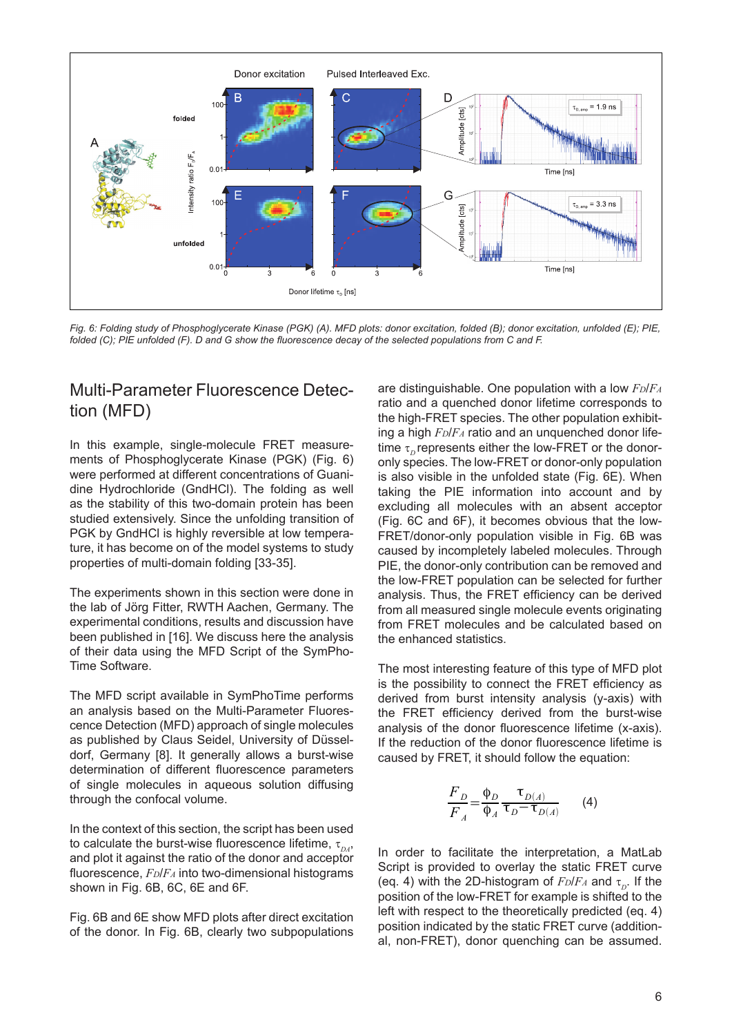Fig. 6: Folding study of Phosphoglycerate Kinase (PGK) (A). MFD plots: donor excitation, folded (B); donor excitation, unfolded (E); PIE, folded (C); PIE unfolded (F). D and G show the fluorescence decay of the selected populations from C and F.

## Multi-Parameter Fluorescence Detection (MFD)

In this example, single-molecule FRET measurements of Phosphoglycerate Kinase (PGK) (Fig. 6) were performed at different concentrations of Guanidine Hydrochloride (GndHCl). The folding as well as the stability of this two-domain protein has been studied extensively. Since the unfolding transition of PGK by GndHCl is highly reversible at low temperature, it has become on of the model systems to study properties of multi-domain folding [33-35].

The experiments shown in this section were done in the lab of Jörg Fitter, RWTH Aachen, Germany. The experimental conditions, results and discussion have been published in [16]. We discuss here the analysis of their data using the MFD Script of the SymPhoTime Software.

The MFD script available in SymPhoTime performs an analysis based on the Multi-Parameter Fluorescence Detection (MFD) approach of single molecules as published by Claus Seidel, University of Düsseldorf, Germany [8]. It generally allows a burst-wise determination of different fluorescence parameters of single molecules in aqueous solution diffusing through the confocal volume.

In the context of this section, the script has been used to calculate the burst-wise fluorescence lifetime, $\tau_{DA}$, and plot it against the ratio of the donor and acceptor fluorescence, $F_D/F_A$ into two-dimensional histograms shown in Fig. 6B, 6C, 6E and 6F.

Fig. 6B and 6E show MFD plots after direct excitation of the donor. In Fig. 6B, clearly two subpopulations are distinguishable. One population with a low $F_D/F_A$ ratio and a quenched donor lifetime corresponds to the high-FRET species. The other population exhibiting a high $F_D/F_A$ ratio and an unquenched donor lifetime $\tau_D$ represents either the low-FRET or the donor-only species. The low-FRET or donor-only population is also visible in the unfolded state (Fig. 6E). When taking the PIE information into account and by excluding all molecules with an absent acceptor (Fig. 6C and 6F), it becomes obvious that the low-FRET/donor-only population visible in Fig. 6B was caused by incompletely labeled molecules. Through PIE, the donor-only contribution can be removed and the low-FRET population can be selected for further analysis. Thus, the FRET efficiency can be derived from all measured single molecule events originating from FRET molecules and be calculated based on the enhanced statistics.

The most interesting feature of this type of MFD plot is the possibility to connect the FRET efficiency as derived from burst intensity analysis (y-axis) with the FRET efficiency derived from the burst-wise analysis of the donor fluorescence lifetime (x-axis). If the reduction of the donor fluorescence lifetime is caused by FRET, it should follow the equation:

$$\frac{F_D}{F_A} = \frac{\phi_D}{\phi_A} \frac{\tau_{D(A)}}{\tau_D - \tau_{D(A)}} \qquad (4)$$

In order to facilitate the interpretation, a MatLab Script is provided to overlay the static FRET curve (eq. 4) with the 2D-histogram of $F_D/F_A$ and $\tau_D$. If the position of the low-FRET for example is shifted to the left with respect to the theoretically predicted (eq. 4) position indicated by the static FRET curve (additional, non-FRET), donor quenching can be assumed.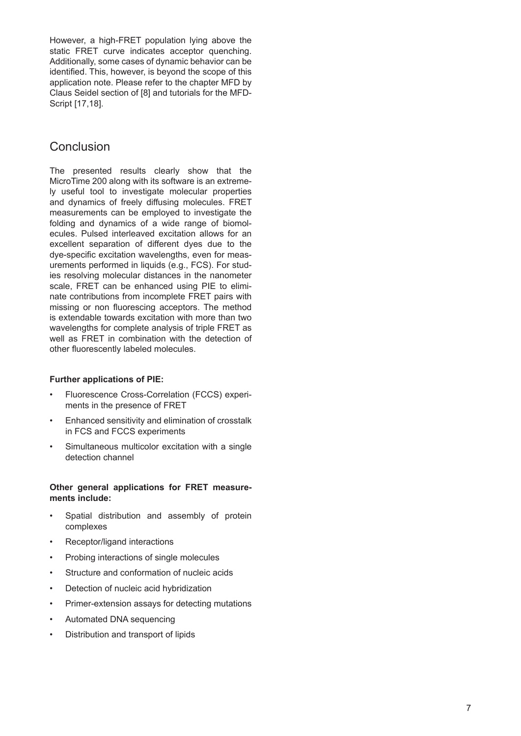However, a high-FRET population lying above the static FRET curve indicates acceptor quenching. Additionally, some cases of dynamic behavior can be identified. This, however, is beyond the scope of this application note. Please refer to the chapter MFD by Claus Seidel section of [8] and tutorials for the MFD-Script [17,18].

## Conclusion

The presented results clearly show that the MicroTime 200 along with its software is an extremely useful tool to investigate molecular properties and dynamics of freely diffusing molecules. FRET measurements can be employed to investigate the folding and dynamics of a wide range of biomolecules. Pulsed interleaved excitation allows for an excellent separation of different dyes due to the dye-specific excitation wavelengths, even for measurements performed in liquids (e.g., FCS). For studies resolving molecular distances in the nanometer scale, FRET can be enhanced using PIE to eliminate contributions from incomplete FRET pairs with missing or non fluorescing acceptors. The method is extendable towards excitation with more than two wavelengths for complete analysis of triple FRET as well as FRET in combination with the detection of other fluorescently labeled molecules.

**Further applications of PIE:**

- Fluorescence Cross-Correlation (FCCS) experiments in the presence of FRET
- Enhanced sensitivity and elimination of crosstalk in FCS and FCCS experiments
- Simultaneous multicolor excitation with a single detection channel

**Other general applications for FRET measurements include:**

- Spatial distribution and assembly of protein complexes
- Receptor/ligand interactions
- Probing interactions of single molecules
- Structure and conformation of nucleic acids
- Detection of nucleic acid hybridization
- Primer-extension assays for detecting mutations
- Automated DNA sequencing
- Distribution and transport of lipids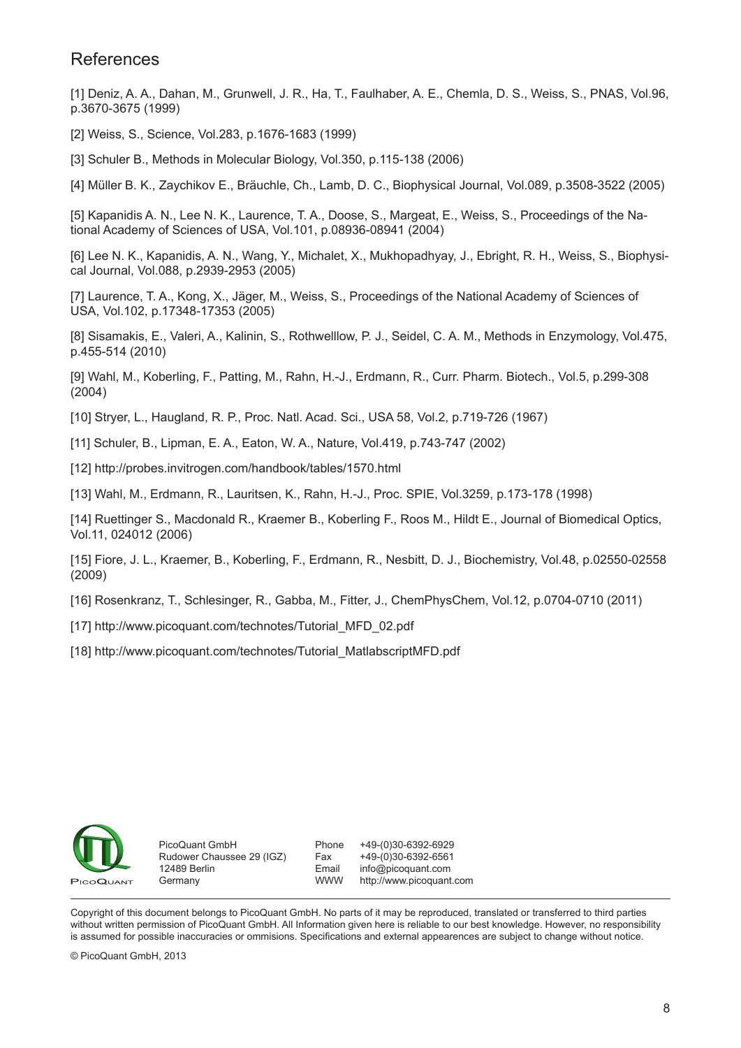## References

[1] Deniz, A. A., Dahan, M., Grunwell, J. R., Ha, T., Faulhaber, A. E., Chemla, D. S., Weiss, S., PNAS, Vol.96, p.3670-3675 (1999)

[2] Weiss, S., Science, Vol.283, p.1676-1683 (1999)

[3] Schuler B., Methods in Molecular Biology, Vol.350, p.115-138 (2006)

[4] Müller B. K., Zaychikov E., Bräuchle, Ch., Lamb, D. C., Biophysical Journal, Vol.089, p.3508-3522 (2005)

[5] Kapanidis A. N., Lee N. K., Laurence, T. A., Doose, S., Margeat, E., Weiss, S., Proceedings of the National Academy of Sciences of USA, Vol.101, p.08936-08941 (2004)

[6] Lee N. K., Kapanidis, A. N., Wang, Y., Michalet, X., Mukhopadhyay, J., Ebright, R. H., Weiss, S., Biophysical Journal, Vol.088, p.2939-2953 (2005)

[7] Laurence, T. A., Kong, X., Jäger, M., Weiss, S., Proceedings of the National Academy of Sciences of USA, Vol.102, p.17348-17353 (2005)

[8] Sisamakis, E., Valeri, A., Kalinin, S., Rothwelllow, P. J., Seidel, C. A. M., Methods in Enzymology, Vol.475, p.455-514 (2010)

[9] Wahl, M., Koberling, F., Patting, M., Rahn, H.-J., Erdmann, R., Curr. Pharm. Biotech., Vol.5, p.299-308 (2004)

[10] Stryer, L., Haugland, R. P., Proc. Natl. Acad. Sci., USA 58, Vol.2, p.719-726 (1967)

[11] Schuler, B., Lipman, E. A., Eaton, W. A., Nature, Vol.419, p.743-747 (2002)

[12] http://probes.invitrogen.com/handbook/tables/1570.html

[13] Wahl, M., Erdmann, R., Lauritsen, K., Rahn, H.-J., Proc. SPIE, Vol.3259, p.173-178 (1998)

[14] Ruettinger S., Macdonald R., Kraemer B., Koberling F., Roos M., Hildt E., Journal of Biomedical Optics, Vol.11, 024012 (2006)

[15] Fiore, J. L., Kraemer, B., Koberling, F., Erdmann, R., Nesbitt, D. J., Biochemistry, Vol.48, p.02550-02558 (2009)

[16] Rosenkranz, T., Schlesinger, R., Gabba, M., Fitter, J., ChemPhysChem, Vol.12, p.0704-0710 (2011)

[17] http://www.picoquant.com/technotes/Tutorial_MFD_02.pdf

[18] http://www.picoquant.com/technotes/Tutorial_MatlabscriptMFD.pdf

PicoQuant GmbH
Rudower Chaussee 29 (IGZ)
12489 Berlin
Germany

Phone +49-(0)30-6392-6929
Fax +49-(0)30-6392-6561
Email info@picoquant.com
WWW http://www.picoquant.com

Copyright of this document belongs to PicoQuant GmbH. No parts of it may be reproduced, translated or transferred to third parties without written permission of PicoQuant GmbH. All Information given here is reliable to our best knowledge. However, no responsibility is assumed for possible inaccuracies or ommisions. Specifications and external appearences are subject to change without notice.

© PicoQuant GmbH, 2013